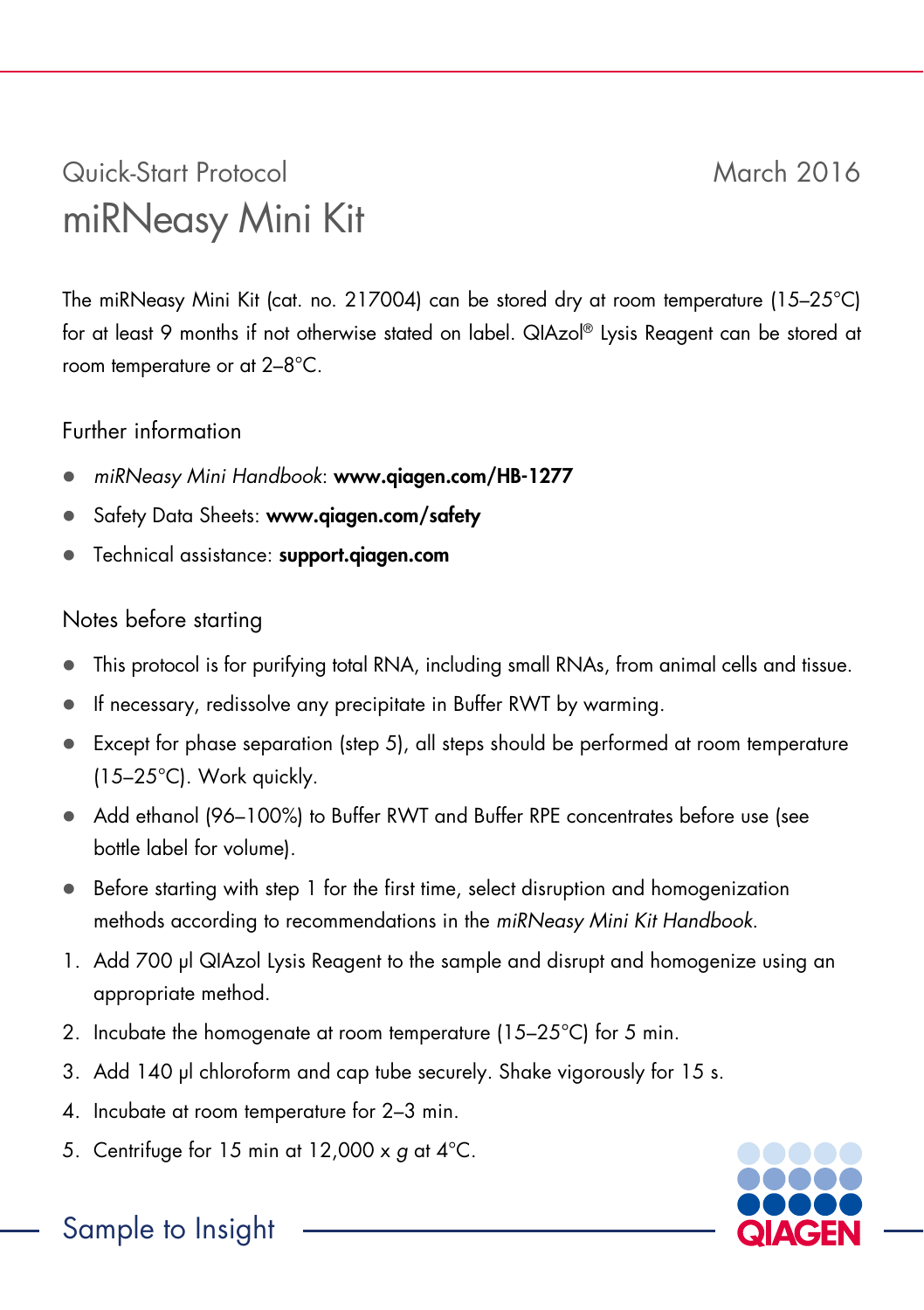Quick-Start Protocol

March 2016

# miRNeasy Mini Kit

The miRNeasy Mini Kit (cat. no. 217004) can be stored dry at room temperature (15–25°C) for at least 9 months if not otherwise stated on label. QIAzol® Lysis Reagent can be stored at room temperature or at 2–8°C.

## Further information

- *miRNeasy Mini Handbook*: **www.qiagen.com/HB-1277**
- Safety Data Sheets: **www.qiagen.com/safety**
- Technical assistance: **support.qiagen.com**

## Notes before starting

- This protocol is for purifying total RNA, including small RNAs, from animal cells and tissue.
- If necessary, redissolve any precipitate in Buffer RWT by warming.
- Except for phase separation (step 5), all steps should be performed at room temperature (15–25°C). Work quickly.
- Add ethanol (96–100%) to Buffer RWT and Buffer RPE concentrates before use (see bottle label for volume).
- Before starting with step 1 for the first time, select disruption and homogenization methods according to recommendations in the *miRNeasy Mini Kit Handbook*.

1. Add 700 µl QIAzol Lysis Reagent to the sample and disrupt and homogenize using an appropriate method.
2. Incubate the homogenate at room temperature (15–25°C) for 5 min.
3. Add 140 µl chloroform and cap tube securely. Shake vigorously for 15 s.
4. Incubate at room temperature for 2–3 min.
5. Centrifuge for 15 min at 12,000 x *g* at 4°C.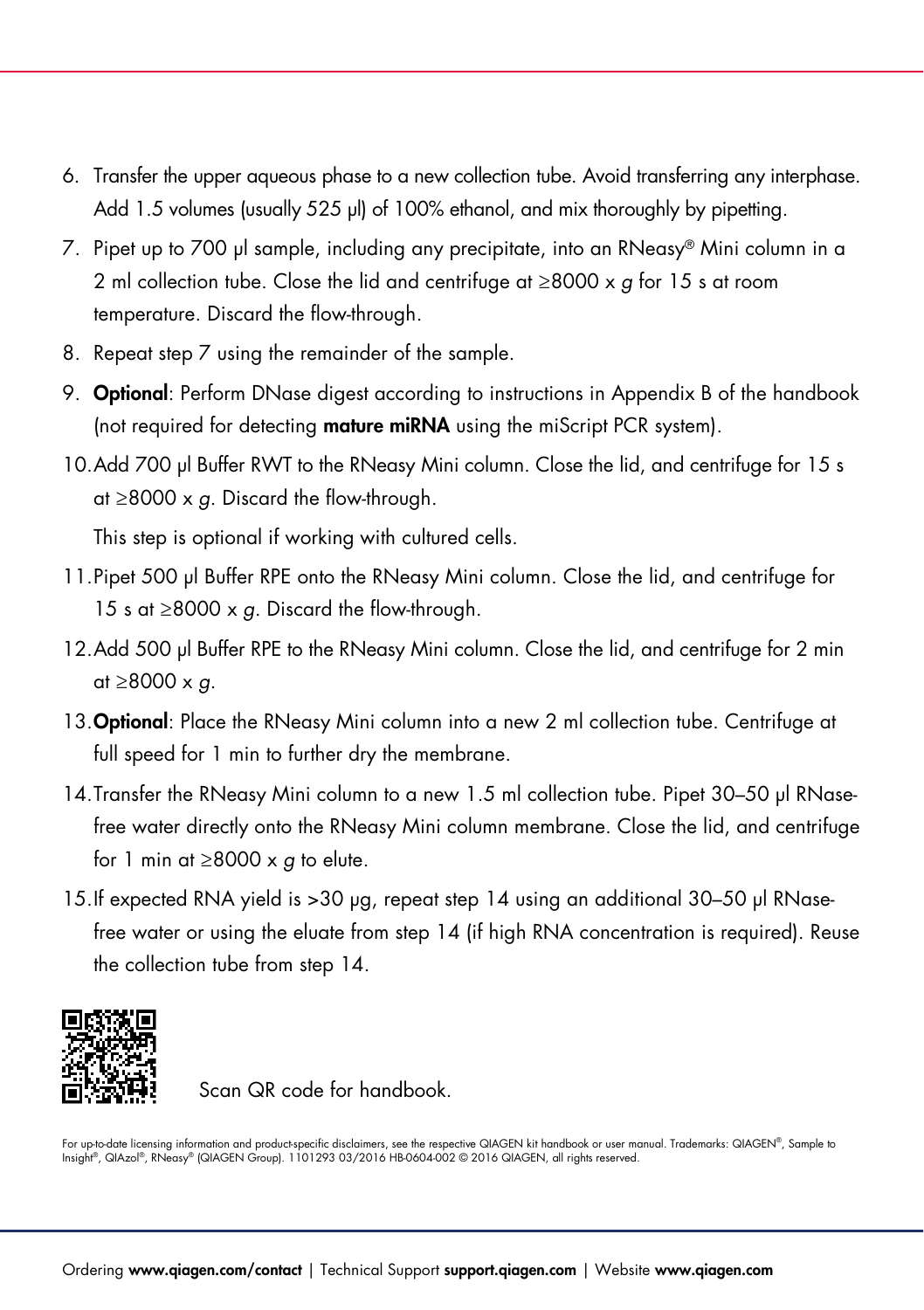6. Transfer the upper aqueous phase to a new collection tube. Avoid transferring any interphase. Add 1.5 volumes (usually 525 µl) of 100% ethanol, and mix thoroughly by pipetting.
7. Pipet up to 700 µl sample, including any precipitate, into an RNeasy® Mini column in a 2 ml collection tube. Close the lid and centrifuge at ≥8000 x *g* for 15 s at room temperature. Discard the flow-through.
8. Repeat step 7 using the remainder of the sample.
9. **Optional**: Perform DNase digest according to instructions in Appendix B of the handbook (not required for detecting **mature miRNA** using the miScript PCR system).
10. Add 700 µl Buffer RWT to the RNeasy Mini column. Close the lid, and centrifuge for 15 s at ≥8000 x *g*. Discard the flow-through.

    This step is optional if working with cultured cells.
11. Pipet 500 µl Buffer RPE onto the RNeasy Mini column. Close the lid, and centrifuge for 15 s at ≥8000 x *g*. Discard the flow-through.
12. Add 500 µl Buffer RPE to the RNeasy Mini column. Close the lid, and centrifuge for 2 min at ≥8000 x *g*.
13. **Optional**: Place the RNeasy Mini column into a new 2 ml collection tube. Centrifuge at full speed for 1 min to further dry the membrane.
14. Transfer the RNeasy Mini column to a new 1.5 ml collection tube. Pipet 30–50 µl RNase-free water directly onto the RNeasy Mini column membrane. Close the lid, and centrifuge for 1 min at ≥8000 x *g* to elute.
15. If expected RNA yield is >30 µg, repeat step 14 using an additional 30–50 µl RNase-free water or using the eluate from step 14 (if high RNA concentration is required). Reuse the collection tube from step 14.

Scan QR code for handbook.

For up-to-date licensing information and product-specific disclaimers, see the respective QIAGEN kit handbook or user manual. Trademarks: QIAGEN®, Sample to Insight®, QIAzol®, RNeasy® (QIAGEN Group). 1101293 03/2016 HB-0604-002 © 2016 QIAGEN, all rights reserved.

Ordering **www.qiagen.com/contact** | Technical Support **support.qiagen.com** | Website **www.qiagen.com**